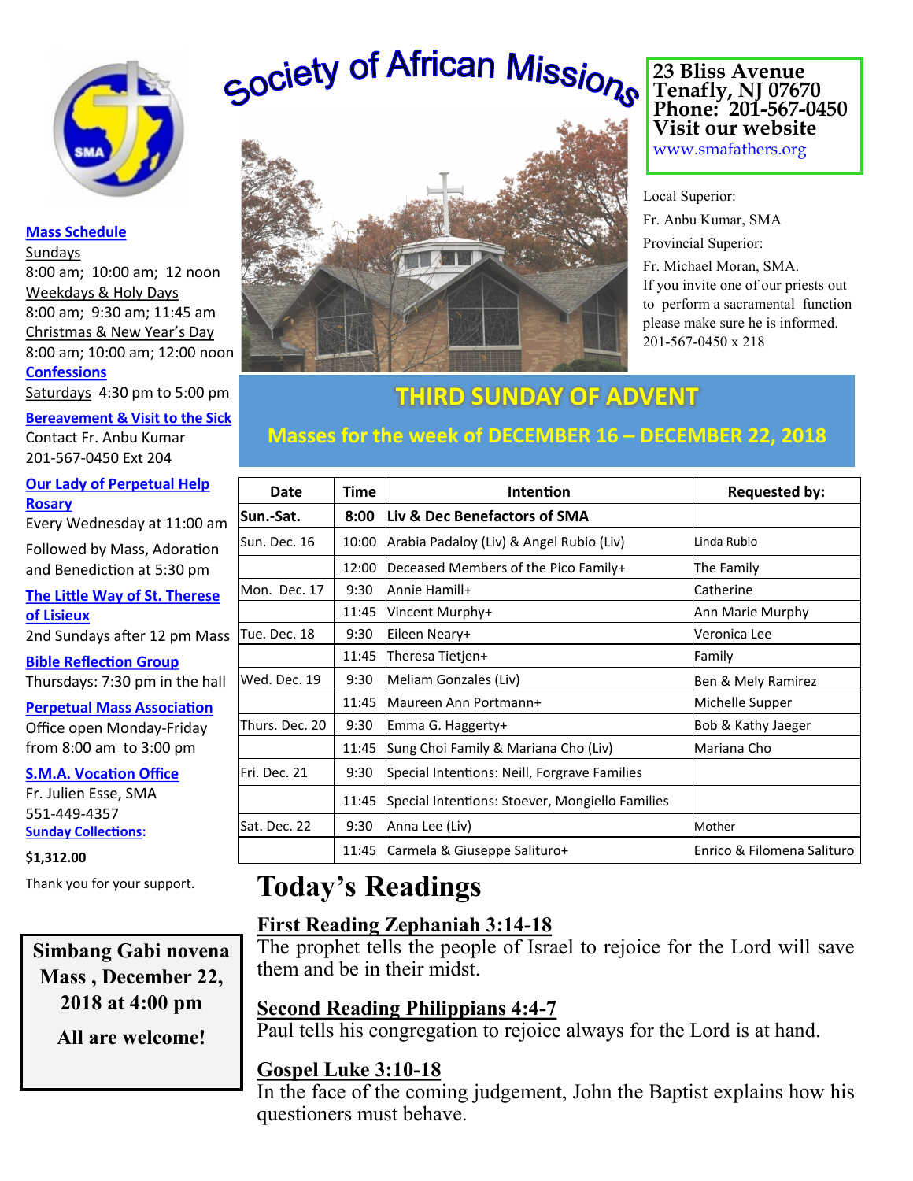# Society of African Missions

**23 Bliss Avenue**
**Tenafly, NJ 07670**
**Phone: 201-567-0450**
**Visit our website**
www.smafathers.org

Local Superior:
Fr. Anbu Kumar, SMA
Provincial Superior:
Fr. Michael Moran, SMA.
If you invite one of our priests out to perform a sacramental function please make sure he is informed.
201-567-0450 x 218

**Mass Schedule**
Sundays
8:00 am; 10:00 am; 12 noon
Weekdays & Holy Days
8:00 am; 9:30 am; 11:45 am
Christmas & New Year's Day
8:00 am; 10:00 am; 12:00 noon

**Confessions**
Saturdays 4:30 pm to 5:00 pm

**Bereavement & Visit to the Sick**
Contact Fr. Anbu Kumar
201-567-0450 Ext 204

**Our Lady of Perpetual Help Rosary**
Every Wednesday at 11:00 am
Followed by Mass, Adoration and Benediction at 5:30 pm

**The Little Way of St. Therese of Lisieux**
2nd Sundays after 12 pm Mass

**Bible Reflection Group**
Thursdays: 7:30 pm in the hall

**Perpetual Mass Association**
Office open Monday-Friday from 8:00 am to 3:00 pm

**S.M.A. Vocation Office**
Fr. Julien Esse, SMA
551-449-4357

**Sunday Collections:**

**$1,312.00**

Thank you for your support.

**Simbang Gabi novena Mass , December 22, 2018 at 4:00 pm**

**All are welcome!**

## THIRD SUNDAY OF ADVENT

### Masses for the week of DECEMBER 16 – DECEMBER 22, 2018

| Date | Time | Intention | Requested by: |
|---|---|---|---|
| **Sun.-Sat.** | **8:00** | **Liv & Dec Benefactors of SMA** | |
| Sun. Dec. 16 | 10:00 | Arabia Padaloy (Liv) & Angel Rubio (Liv) | Linda Rubio |
| | 12:00 | Deceased Members of the Pico Family+ | The Family |
| Mon. Dec. 17 | 9:30 | Annie Hamill+ | Catherine |
| | 11:45 | Vincent Murphy+ | Ann Marie Murphy |
| Tue. Dec. 18 | 9:30 | Eileen Neary+ | Veronica Lee |
| | 11:45 | Theresa Tietjen+ | Family |
| Wed. Dec. 19 | 9:30 | Meliam Gonzales (Liv) | Ben & Mely Ramirez |
| | 11:45 | Maureen Ann Portmann+ | Michelle Supper |
| Thurs. Dec. 20 | 9:30 | Emma G. Haggerty+ | Bob & Kathy Jaeger |
| | 11:45 | Sung Choi Family & Mariana Cho (Liv) | Mariana Cho |
| Fri. Dec. 21 | 9:30 | Special Intentions: Neill, Forgrave Families | |
| | 11:45 | Special Intentions: Stoever, Mongiello Families | |
| Sat. Dec. 22 | 9:30 | Anna Lee (Liv) | Mother |
| | 11:45 | Carmela & Giuseppe Salituro+ | Enrico & Filomena Salituro |

# Today's Readings

**First Reading Zephaniah 3:14-18**
The prophet tells the people of Israel to rejoice for the Lord will save them and be in their midst.

**Second Reading Philippians 4:4-7**
Paul tells his congregation to rejoice always for the Lord is at hand.

**Gospel Luke 3:10-18**
In the face of the coming judgement, John the Baptist explains how his questioners must behave.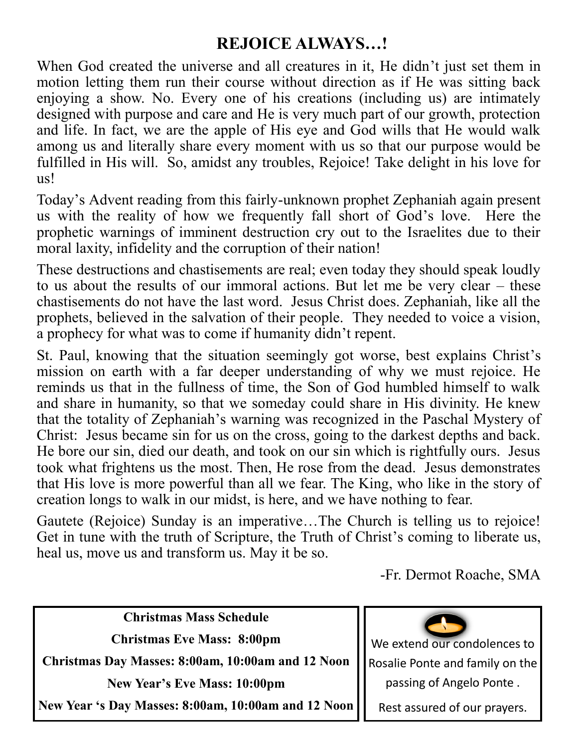# REJOICE ALWAYS…!

When God created the universe and all creatures in it, He didn't just set them in motion letting them run their course without direction as if He was sitting back enjoying a show. No. Every one of his creations (including us) are intimately designed with purpose and care and He is very much part of our growth, protection and life. In fact, we are the apple of His eye and God wills that He would walk among us and literally share every moment with us so that our purpose would be fulfilled in His will. So, amidst any troubles, Rejoice! Take delight in his love for us!

Today's Advent reading from this fairly-unknown prophet Zephaniah again present us with the reality of how we frequently fall short of God's love. Here the prophetic warnings of imminent destruction cry out to the Israelites due to their moral laxity, infidelity and the corruption of their nation!

These destructions and chastisements are real; even today they should speak loudly to us about the results of our immoral actions. But let me be very clear – these chastisements do not have the last word. Jesus Christ does. Zephaniah, like all the prophets, believed in the salvation of their people. They needed to voice a vision, a prophecy for what was to come if humanity didn't repent.

St. Paul, knowing that the situation seemingly got worse, best explains Christ's mission on earth with a far deeper understanding of why we must rejoice. He reminds us that in the fullness of time, the Son of God humbled himself to walk and share in humanity, so that we someday could share in His divinity. He knew that the totality of Zephaniah's warning was recognized in the Paschal Mystery of Christ: Jesus became sin for us on the cross, going to the darkest depths and back. He bore our sin, died our death, and took on our sin which is rightfully ours. Jesus took what frightens us the most. Then, He rose from the dead. Jesus demonstrates that His love is more powerful than all we fear. The King, who like in the story of creation longs to walk in our midst, is here, and we have nothing to fear.

Gautete (Rejoice) Sunday is an imperative…The Church is telling us to rejoice! Get in tune with the truth of Scripture, the Truth of Christ's coming to liberate us, heal us, move us and transform us. May it be so.

-Fr. Dermot Roache, SMA

**Christmas Mass Schedule**

**Christmas Eve Mass: 8:00pm**

**Christmas Day Masses: 8:00am, 10:00am and 12 Noon**

**New Year's Eve Mass: 10:00pm**

**New Year 's Day Masses: 8:00am, 10:00am and 12 Noon**

We extend our condolences to Rosalie Ponte and family on the passing of Angelo Ponte .

Rest assured of our prayers.